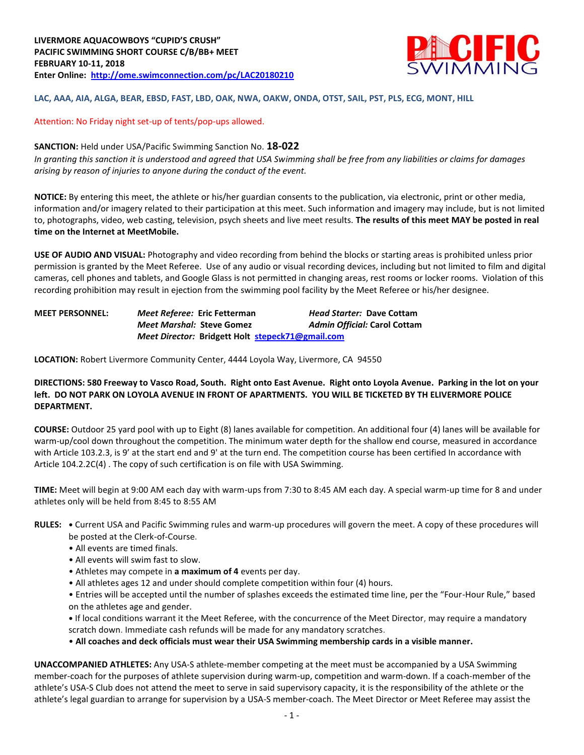**LIVERMORE AQUACOWBOYS "CUPID'S CRUSH"**
**PACIFIC SWIMMING SHORT COURSE C/B/BB+ MEET**
**FEBRUARY 10-11, 2018**
**Enter Online: [http://ome.swimconnection.com/pc/LAC20180210](http://ome.swimconnection.com/pc/LAC20180210)**

**LAC, AAA, AIA, ALGA, BEAR, EBSD, FAST, LBD, OAK, NWA, OAKW, ONDA, OTST, SAIL, PST, PLS, ECG, MONT, HILL**

Attention: No Friday night set-up of tents/pop-ups allowed.

**SANCTION:** Held under USA/Pacific Swimming Sanction No. **18-022**
*In granting this sanction it is understood and agreed that USA Swimming shall be free from any liabilities or claims for damages arising by reason of injuries to anyone during the conduct of the event.*

**NOTICE:** By entering this meet, the athlete or his/her guardian consents to the publication, via electronic, print or other media, information and/or imagery related to their participation at this meet. Such information and imagery may include, but is not limited to, photographs, video, web casting, television, psych sheets and live meet results. **The results of this meet MAY be posted in real time on the Internet at MeetMobile.**

**USE OF AUDIO AND VISUAL:** Photography and video recording from behind the blocks or starting areas is prohibited unless prior permission is granted by the Meet Referee. Use of any audio or visual recording devices, including but not limited to film and digital cameras, cell phones and tablets, and Google Glass is not permitted in changing areas, rest rooms or locker rooms. Violation of this recording prohibition may result in ejection from the swimming pool facility by the Meet Referee or his/her designee.

**MEET PERSONNEL:**
*Meet Referee:* **Eric Fetterman** — *Head Starter:* **Dave Cottam**
*Meet Marshal:* **Steve Gomez** — *Admin Official:* **Carol Cottam**
*Meet Director:* **Bridgett Holt** [stepeck71@gmail.com](mailto:stepeck71@gmail.com)

**LOCATION:** Robert Livermore Community Center, 4444 Loyola Way, Livermore, CA 94550

**DIRECTIONS: 580 Freeway to Vasco Road, South. Right onto East Avenue. Right onto Loyola Avenue. Parking in the lot on your left. DO NOT PARK ON LOYOLA AVENUE IN FRONT OF APARTMENTS. YOU WILL BE TICKETED BY TH ELIVERMORE POLICE DEPARTMENT.**

**COURSE:** Outdoor 25 yard pool with up to Eight (8) lanes available for competition. An additional four (4) lanes will be available for warm-up/cool down throughout the competition. The minimum water depth for the shallow end course, measured in accordance with Article 103.2.3, is 9' at the start end and 9' at the turn end. The competition course has been certified In accordance with Article 104.2.2C(4) . The copy of such certification is on file with USA Swimming.

**TIME:** Meet will begin at 9:00 AM each day with warm-ups from 7:30 to 8:45 AM each day. A special warm-up time for 8 and under athletes only will be held from 8:45 to 8:55 AM

**RULES:**
- Current USA and Pacific Swimming rules and warm-up procedures will govern the meet. A copy of these procedures will be posted at the Clerk-of-Course.
- All events are timed finals.
- All events will swim fast to slow.
- Athletes may compete in **a maximum of 4** events per day.
- All athletes ages 12 and under should complete competition within four (4) hours.
- Entries will be accepted until the number of splashes exceeds the estimated time line, per the "Four-Hour Rule," based on the athletes age and gender.
- If local conditions warrant it the Meet Referee, with the concurrence of the Meet Director, may require a mandatory scratch down. Immediate cash refunds will be made for any mandatory scratches.
- **All coaches and deck officials must wear their USA Swimming membership cards in a visible manner.**

**UNACCOMPANIED ATHLETES:** Any USA-S athlete-member competing at the meet must be accompanied by a USA Swimming member-coach for the purposes of athlete supervision during warm-up, competition and warm-down. If a coach-member of the athlete's USA-S Club does not attend the meet to serve in said supervisory capacity, it is the responsibility of the athlete or the athlete's legal guardian to arrange for supervision by a USA-S member-coach. The Meet Director or Meet Referee may assist the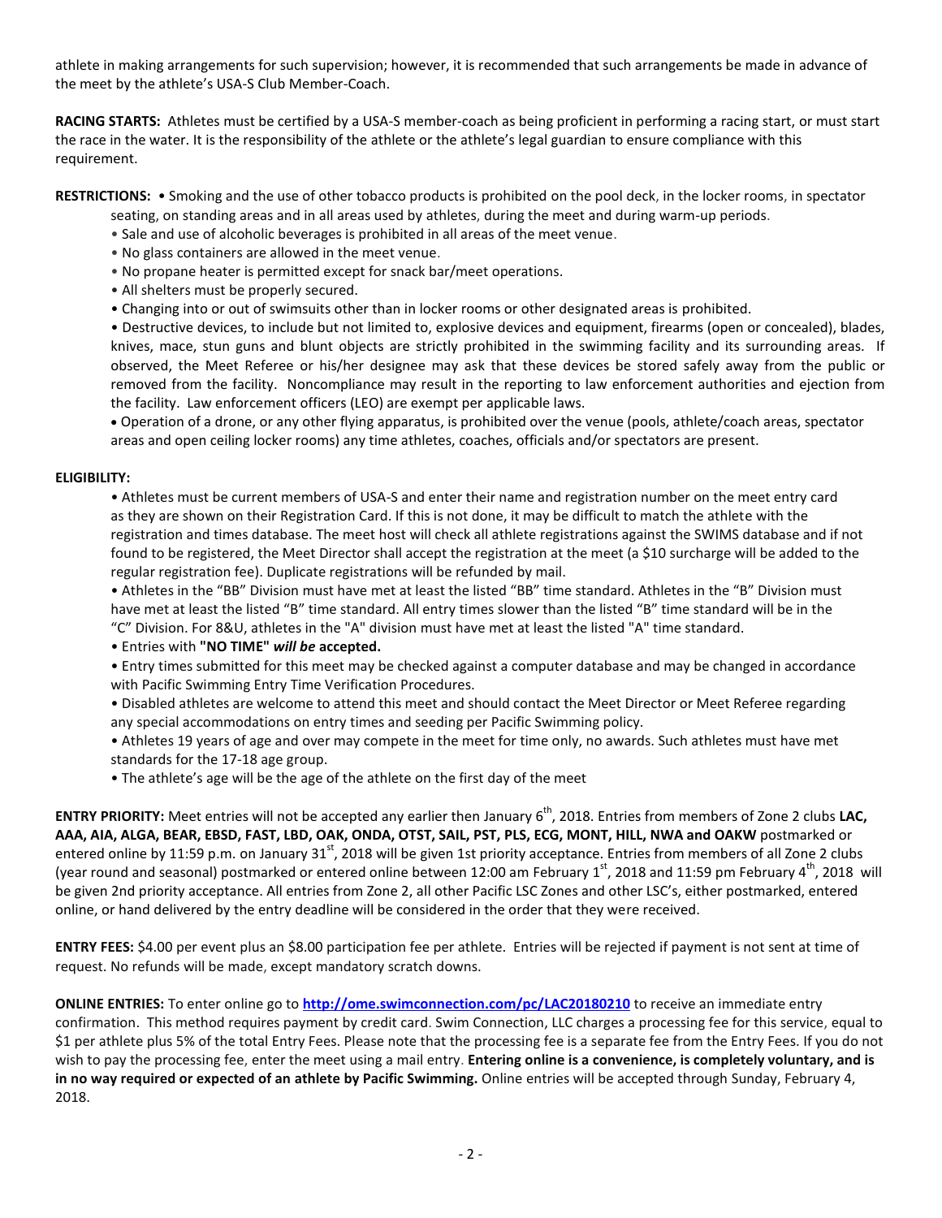athlete in making arrangements for such supervision; however, it is recommended that such arrangements be made in advance of the meet by the athlete's USA-S Club Member-Coach.

**RACING STARTS:** Athletes must be certified by a USA-S member-coach as being proficient in performing a racing start, or must start the race in the water. It is the responsibility of the athlete or the athlete's legal guardian to ensure compliance with this requirement.

**RESTRICTIONS:** • Smoking and the use of other tobacco products is prohibited on the pool deck, in the locker rooms, in spectator seating, on standing areas and in all areas used by athletes, during the meet and during warm-up periods.

- Sale and use of alcoholic beverages is prohibited in all areas of the meet venue.
- No glass containers are allowed in the meet venue.
- No propane heater is permitted except for snack bar/meet operations.
- All shelters must be properly secured.
- Changing into or out of swimsuits other than in locker rooms or other designated areas is prohibited.
- Destructive devices, to include but not limited to, explosive devices and equipment, firearms (open or concealed), blades, knives, mace, stun guns and blunt objects are strictly prohibited in the swimming facility and its surrounding areas. If observed, the Meet Referee or his/her designee may ask that these devices be stored safely away from the public or removed from the facility. Noncompliance may result in the reporting to law enforcement authorities and ejection from the facility. Law enforcement officers (LEO) are exempt per applicable laws.
- Operation of a drone, or any other flying apparatus, is prohibited over the venue (pools, athlete/coach areas, spectator areas and open ceiling locker rooms) any time athletes, coaches, officials and/or spectators are present.

**ELIGIBILITY:**

- Athletes must be current members of USA-S and enter their name and registration number on the meet entry card as they are shown on their Registration Card. If this is not done, it may be difficult to match the athlete with the registration and times database. The meet host will check all athlete registrations against the SWIMS database and if not found to be registered, the Meet Director shall accept the registration at the meet (a $10 surcharge will be added to the regular registration fee). Duplicate registrations will be refunded by mail.
- Athletes in the "BB" Division must have met at least the listed "BB" time standard. Athletes in the "B" Division must have met at least the listed "B" time standard. All entry times slower than the listed "B" time standard will be in the "C" Division. For 8&U, athletes in the "A" division must have met at least the listed "A" time standard.
- Entries with **"NO TIME"** ***will be*** **accepted.**
- Entry times submitted for this meet may be checked against a computer database and may be changed in accordance with Pacific Swimming Entry Time Verification Procedures.
- Disabled athletes are welcome to attend this meet and should contact the Meet Director or Meet Referee regarding any special accommodations on entry times and seeding per Pacific Swimming policy.
- Athletes 19 years of age and over may compete in the meet for time only, no awards. Such athletes must have met standards for the 17-18 age group.
- The athlete's age will be the age of the athlete on the first day of the meet

**ENTRY PRIORITY:** Meet entries will not be accepted any earlier then January 6th, 2018. Entries from members of Zone 2 clubs **LAC, AAA, AIA, ALGA, BEAR, EBSD, FAST, LBD, OAK, ONDA, OTST, SAIL, PST, PLS, ECG, MONT, HILL, NWA and OAKW** postmarked or entered online by 11:59 p.m. on January 31st, 2018 will be given 1st priority acceptance. Entries from members of all Zone 2 clubs (year round and seasonal) postmarked or entered online between 12:00 am February 1st, 2018 and 11:59 pm February 4th, 2018 will be given 2nd priority acceptance. All entries from Zone 2, all other Pacific LSC Zones and other LSC's, either postmarked, entered online, or hand delivered by the entry deadline will be considered in the order that they were received.

**ENTRY FEES:** $4.00 per event plus an $8.00 participation fee per athlete. Entries will be rejected if payment is not sent at time of request. No refunds will be made, except mandatory scratch downs.

**ONLINE ENTRIES:** To enter online go to **http://ome.swimconnection.com/pc/LAC20180210** to receive an immediate entry confirmation. This method requires payment by credit card. Swim Connection, LLC charges a processing fee for this service, equal to $1 per athlete plus 5% of the total Entry Fees. Please note that the processing fee is a separate fee from the Entry Fees. If you do not wish to pay the processing fee, enter the meet using a mail entry. **Entering online is a convenience, is completely voluntary, and is in no way required or expected of an athlete by Pacific Swimming.** Online entries will be accepted through Sunday, February 4, 2018.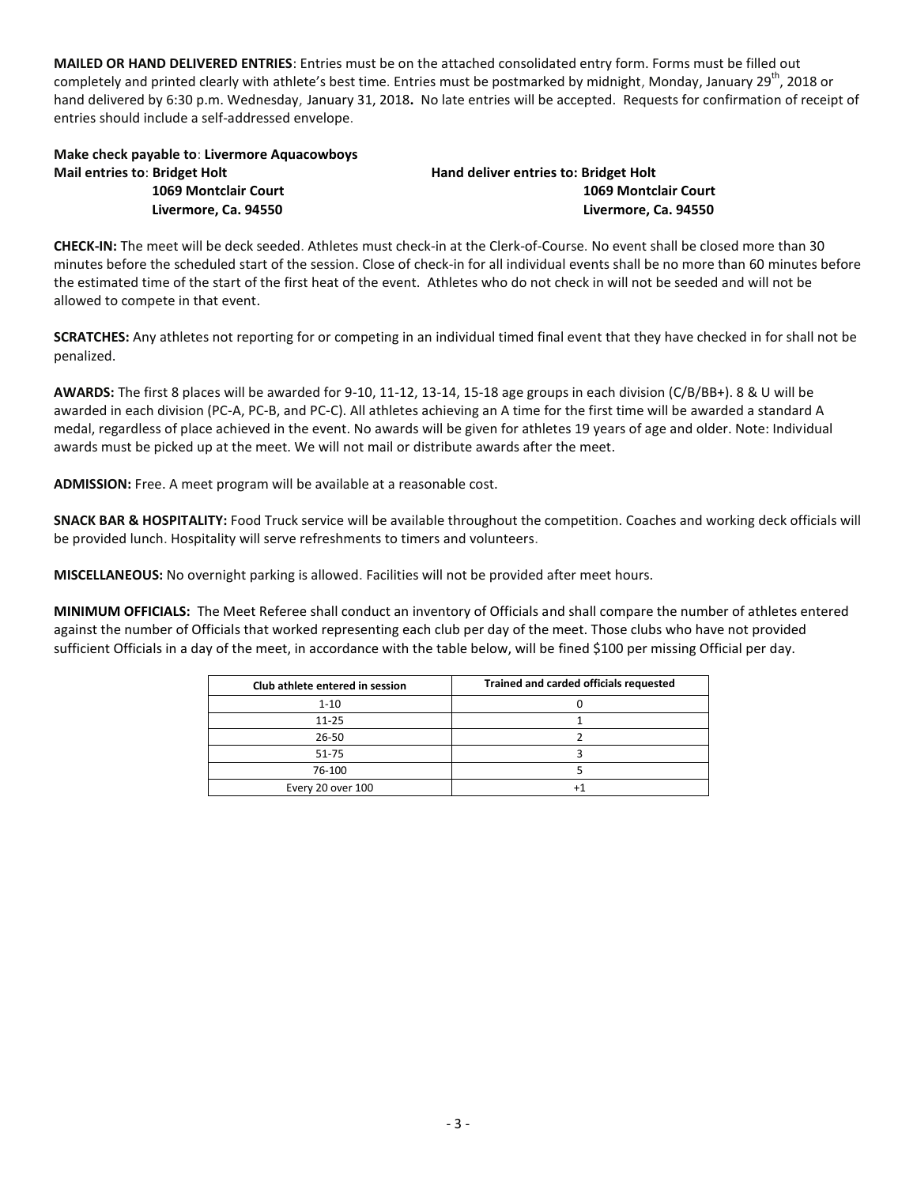**MAILED OR HAND DELIVERED ENTRIES**: Entries must be on the attached consolidated entry form. Forms must be filled out completely and printed clearly with athlete's best time. Entries must be postmarked by midnight, Monday, January 29th, 2018 or hand delivered by 6:30 p.m. Wednesday, January 31, 2018**.** No late entries will be accepted. Requests for confirmation of receipt of entries should include a self-addressed envelope.

**Make check payable to**: **Livermore Aquacowboys**

**Mail entries to**: **Bridget Holt**
**1069 Montclair Court**
**Livermore, Ca. 94550**

**Hand deliver entries to: Bridget Holt**
**1069 Montclair Court**
**Livermore, Ca. 94550**

**CHECK-IN:** The meet will be deck seeded. Athletes must check-in at the Clerk-of-Course. No event shall be closed more than 30 minutes before the scheduled start of the session. Close of check-in for all individual events shall be no more than 60 minutes before the estimated time of the start of the first heat of the event. Athletes who do not check in will not be seeded and will not be allowed to compete in that event.

**SCRATCHES:** Any athletes not reporting for or competing in an individual timed final event that they have checked in for shall not be penalized.

**AWARDS:** The first 8 places will be awarded for 9-10, 11-12, 13-14, 15-18 age groups in each division (C/B/BB+). 8 & U will be awarded in each division (PC-A, PC-B, and PC-C). All athletes achieving an A time for the first time will be awarded a standard A medal, regardless of place achieved in the event. No awards will be given for athletes 19 years of age and older. Note: Individual awards must be picked up at the meet. We will not mail or distribute awards after the meet.

**ADMISSION:** Free. A meet program will be available at a reasonable cost.

**SNACK BAR & HOSPITALITY:** Food Truck service will be available throughout the competition. Coaches and working deck officials will be provided lunch. Hospitality will serve refreshments to timers and volunteers.

**MISCELLANEOUS:** No overnight parking is allowed. Facilities will not be provided after meet hours.

**MINIMUM OFFICIALS:** The Meet Referee shall conduct an inventory of Officials and shall compare the number of athletes entered against the number of Officials that worked representing each club per day of the meet. Those clubs who have not provided sufficient Officials in a day of the meet, in accordance with the table below, will be fined $100 per missing Official per day.

| Club athlete entered in session | Trained and carded officials requested |
|---|---|
| 1-10 | 0 |
| 11-25 | 1 |
| 26-50 | 2 |
| 51-75 | 3 |
| 76-100 | 5 |
| Every 20 over 100 | +1 |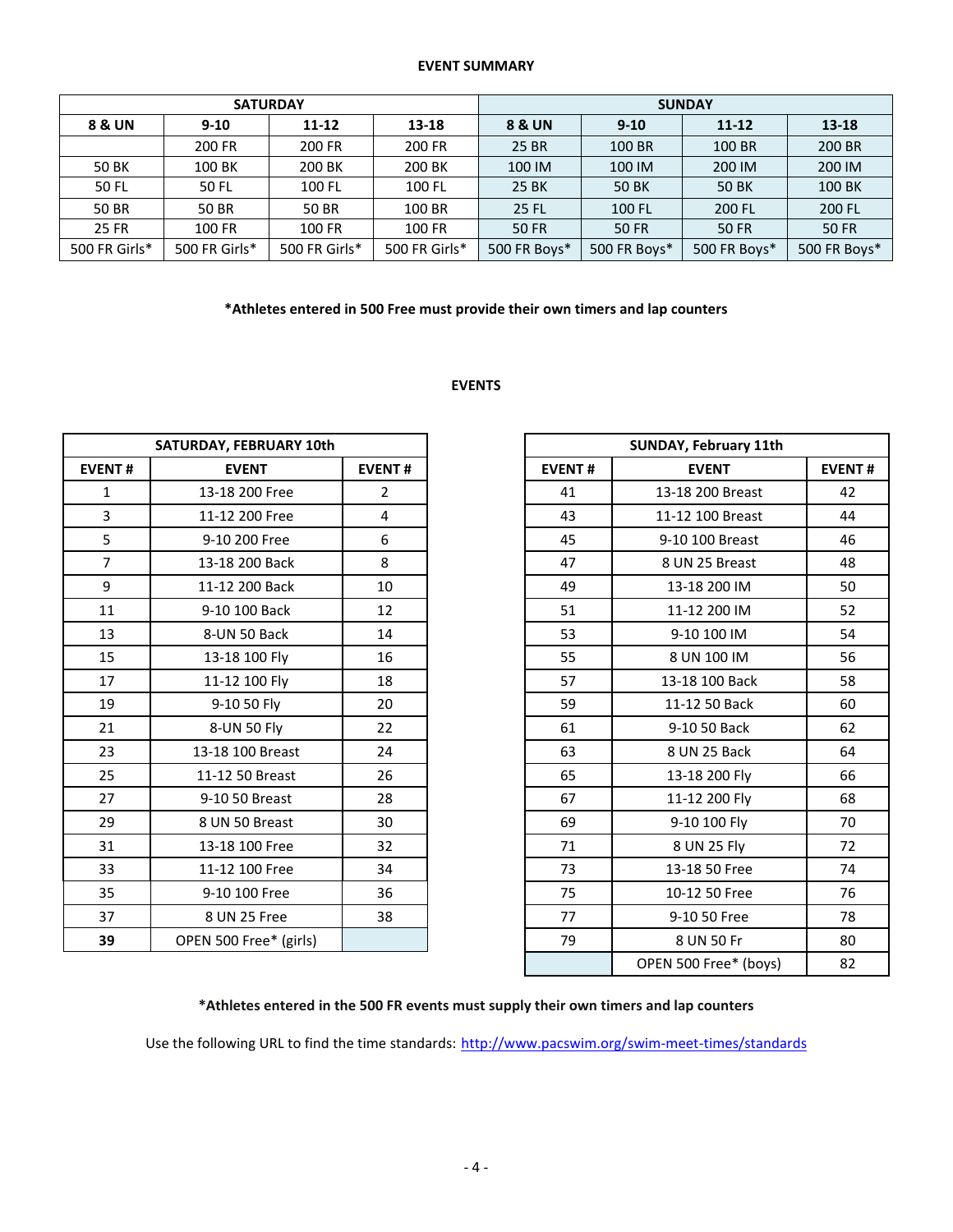**EVENT SUMMARY**

| SATURDAY | | | | SUNDAY | | | |
|---|---|---|---|---|---|---|---|
| **8 & UN** | **9-10** | **11-12** | **13-18** | **8 & UN** | **9-10** | **11-12** | **13-18** |
| | 200 FR | 200 FR | 200 FR | 25 BR | 100 BR | 100 BR | 200 BR |
| 50 BK | 100 BK | 200 BK | 200 BK | 100 IM | 100 IM | 200 IM | 200 IM |
| 50 FL | 50 FL | 100 FL | 100 FL | 25 BK | 50 BK | 50 BK | 100 BK |
| 50 BR | 50 BR | 50 BR | 100 BR | 25 FL | 100 FL | 200 FL | 200 FL |
| 25 FR | 100 FR | 100 FR | 100 FR | 50 FR | 50 FR | 50 FR | 50 FR |
| 500 FR Girls* | 500 FR Girls* | 500 FR Girls* | 500 FR Girls* | 500 FR Boys* | 500 FR Boys* | 500 FR Boys* | 500 FR Boys* |

**\*Athletes entered in 500 Free must provide their own timers and lap counters**

**EVENTS**

| SATURDAY, FEBRUARY 10th | | |
|---|---|---|
| **EVENT #** | **EVENT** | **EVENT #** |
| 1 | 13-18 200 Free | 2 |
| 3 | 11-12 200 Free | 4 |
| 5 | 9-10 200 Free | 6 |
| 7 | 13-18 200 Back | 8 |
| 9 | 11-12 200 Back | 10 |
| 11 | 9-10 100 Back | 12 |
| 13 | 8-UN 50 Back | 14 |
| 15 | 13-18 100 Fly | 16 |
| 17 | 11-12 100 Fly | 18 |
| 19 | 9-10 50 Fly | 20 |
| 21 | 8-UN 50 Fly | 22 |
| 23 | 13-18 100 Breast | 24 |
| 25 | 11-12 50 Breast | 26 |
| 27 | 9-10 50 Breast | 28 |
| 29 | 8 UN 50 Breast | 30 |
| 31 | 13-18 100 Free | 32 |
| 33 | 11-12 100 Free | 34 |
| 35 | 9-10 100 Free | 36 |
| 37 | 8 UN 25 Free | 38 |
| **39** | OPEN 500 Free* (girls) | |

| SUNDAY, February 11th | | |
|---|---|---|
| **EVENT #** | **EVENT** | **EVENT #** |
| 41 | 13-18 200 Breast | 42 |
| 43 | 11-12 100 Breast | 44 |
| 45 | 9-10 100 Breast | 46 |
| 47 | 8 UN 25 Breast | 48 |
| 49 | 13-18 200 IM | 50 |
| 51 | 11-12 200 IM | 52 |
| 53 | 9-10 100 IM | 54 |
| 55 | 8 UN 100 IM | 56 |
| 57 | 13-18 100 Back | 58 |
| 59 | 11-12 50 Back | 60 |
| 61 | 9-10 50 Back | 62 |
| 63 | 8 UN 25 Back | 64 |
| 65 | 13-18 200 Fly | 66 |
| 67 | 11-12 200 Fly | 68 |
| 69 | 9-10 100 Fly | 70 |
| 71 | 8 UN 25 Fly | 72 |
| 73 | 13-18 50 Free | 74 |
| 75 | 10-12 50 Free | 76 |
| 77 | 9-10 50 Free | 78 |
| 79 | 8 UN 50 Fr | 80 |
| | OPEN 500 Free* (boys) | 82 |

**\*Athletes entered in the 500 FR events must supply their own timers and lap counters**

Use the following URL to find the time standards: http://www.pacswim.org/swim-meet-times/standards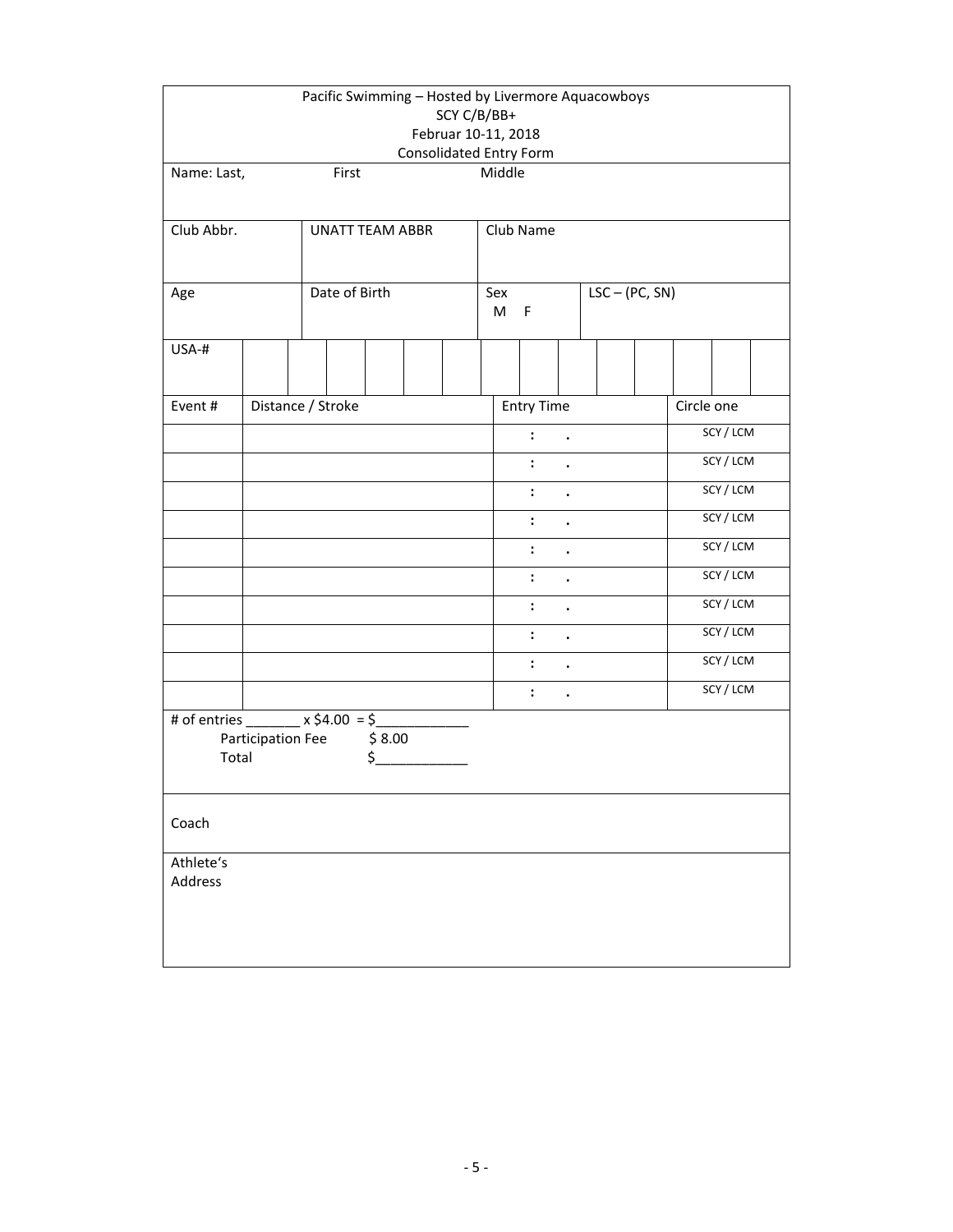Pacific Swimming – Hosted by Livermore Aquacowboys
SCY C/B/BB+
Februar 10-11, 2018
Consolidated Entry Form

| | | | |
|---|---|---|---|
| Name: Last, | First | Middle | |
| Club Abbr. | UNATT TEAM ABBR | Club Name | |
| Age | Date of Birth | Sex M F | LSC – (PC, SN) |

| USA-# | | | | | | | | | | | | | | |
|---|---|---|---|---|---|---|---|---|---|---|---|---|---|---|

| Event # | Distance / Stroke | Entry Time | Circle one |
|---|---|---|---|
| | | : . | SCY / LCM |
| | | : . | SCY / LCM |
| | | : . | SCY / LCM |
| | | : . | SCY / LCM |
| | | : . | SCY / LCM |
| | | : . | SCY / LCM |
| | | : . | SCY / LCM |
| | | : . | SCY / LCM |
| | | : . | SCY / LCM |
| | | : . | SCY / LCM |

# of entries _______ x $4.00 = $____________
Participation Fee $ 8.00
Total $____________

Coach

Athlete's Address